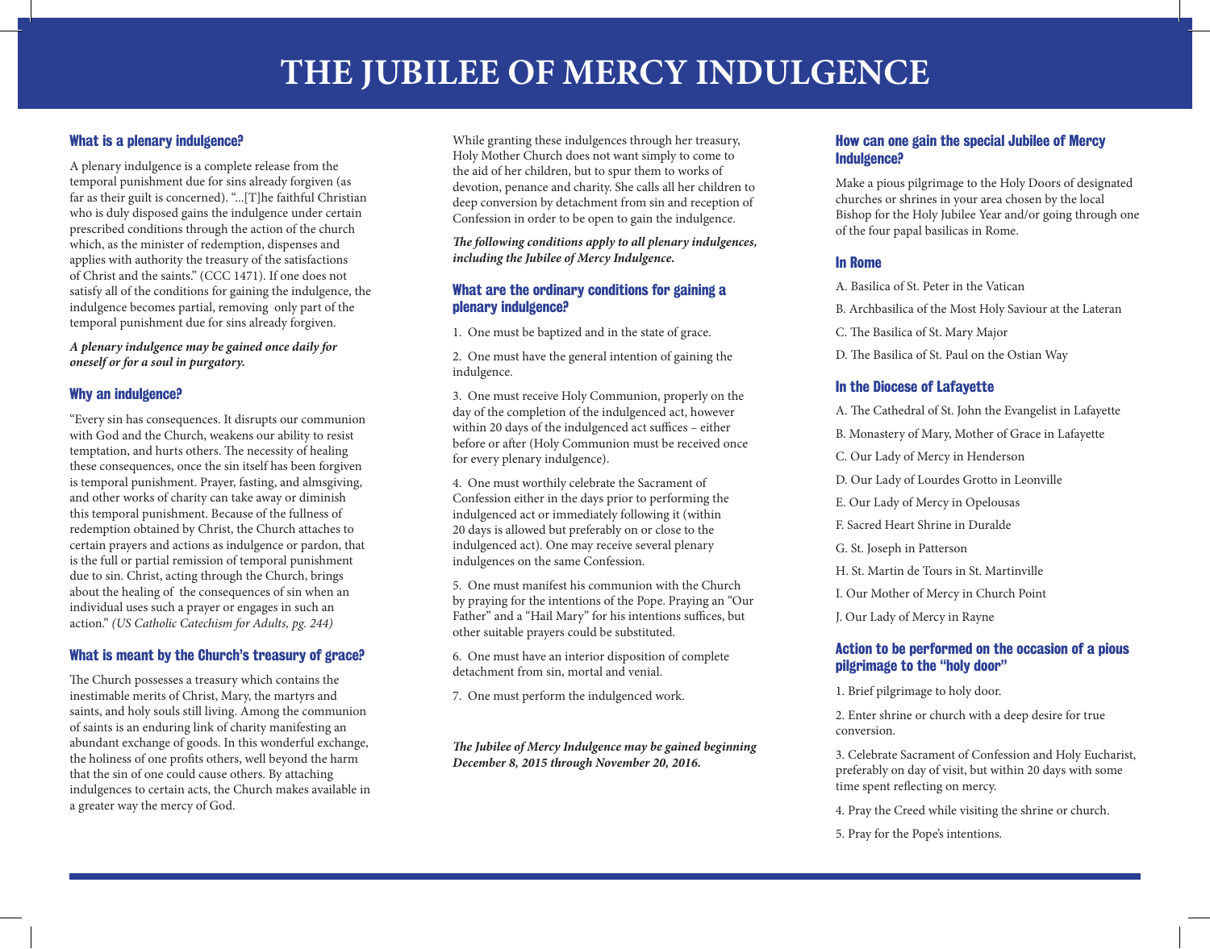# THE JUBILEE OF MERCY INDULGENCE

## What is a plenary indulgence?

A plenary indulgence is a complete release from the temporal punishment due for sins already forgiven (as far as their guilt is concerned). "...[T]he faithful Christian who is duly disposed gains the indulgence under certain prescribed conditions through the action of the church which, as the minister of redemption, dispenses and applies with authority the treasury of the satisfactions of Christ and the saints." (CCC 1471). If one does not satisfy all of the conditions for gaining the indulgence, the indulgence becomes partial, removing only part of the temporal punishment due for sins already forgiven.

***A plenary indulgence may be gained once daily for oneself or for a soul in purgatory.***

## Why an indulgence?

"Every sin has consequences. It disrupts our communion with God and the Church, weakens our ability to resist temptation, and hurts others. The necessity of healing these consequences, once the sin itself has been forgiven is temporal punishment. Prayer, fasting, and almsgiving, and other works of charity can take away or diminish this temporal punishment. Because of the fullness of redemption obtained by Christ, the Church attaches to certain prayers and actions as indulgence or pardon, that is the full or partial remission of temporal punishment due to sin. Christ, acting through the Church, brings about the healing of the consequences of sin when an individual uses such a prayer or engages in such an action." *(US Catholic Catechism for Adults, pg. 244)*

## What is meant by the Church's treasury of grace?

The Church possesses a treasury which contains the inestimable merits of Christ, Mary, the martyrs and saints, and holy souls still living. Among the communion of saints is an enduring link of charity manifesting an abundant exchange of goods. In this wonderful exchange, the holiness of one profits others, well beyond the harm that the sin of one could cause others. By attaching indulgences to certain acts, the Church makes available in a greater way the mercy of God.

While granting these indulgences through her treasury, Holy Mother Church does not want simply to come to the aid of her children, but to spur them to works of devotion, penance and charity. She calls all her children to deep conversion by detachment from sin and reception of Confession in order to be open to gain the indulgence.

***The following conditions apply to all plenary indulgences, including the Jubilee of Mercy Indulgence.***

## What are the ordinary conditions for gaining a plenary indulgence?

1. One must be baptized and in the state of grace.
2. One must have the general intention of gaining the indulgence.
3. One must receive Holy Communion, properly on the day of the completion of the indulgenced act, however within 20 days of the indulgenced act suffices – either before or after (Holy Communion must be received once for every plenary indulgence).
4. One must worthily celebrate the Sacrament of Confession either in the days prior to performing the indulgenced act or immediately following it (within 20 days is allowed but preferably on or close to the indulgenced act). One may receive several plenary indulgences on the same Confession.
5. One must manifest his communion with the Church by praying for the intentions of the Pope. Praying an "Our Father" and a "Hail Mary" for his intentions suffices, but other suitable prayers could be substituted.
6. One must have an interior disposition of complete detachment from sin, mortal and venial.
7. One must perform the indulgenced work.

***The Jubilee of Mercy Indulgence may be gained beginning December 8, 2015 through November 20, 2016.***

## How can one gain the special Jubilee of Mercy Indulgence?

Make a pious pilgrimage to the Holy Doors of designated churches or shrines in your area chosen by the local Bishop for the Holy Jubilee Year and/or going through one of the four papal basilicas in Rome.

### In Rome

A. Basilica of St. Peter in the Vatican

B. Archbasilica of the Most Holy Saviour at the Lateran

C. The Basilica of St. Mary Major

D. The Basilica of St. Paul on the Ostian Way

### In the Diocese of Lafayette

A. The Cathedral of St. John the Evangelist in Lafayette

B. Monastery of Mary, Mother of Grace in Lafayette

C. Our Lady of Mercy in Henderson

D. Our Lady of Lourdes Grotto in Leonville

E. Our Lady of Mercy in Opelousas

F. Sacred Heart Shrine in Duralde

G. St. Joseph in Patterson

H. St. Martin de Tours in St. Martinville

I. Our Mother of Mercy in Church Point

J. Our Lady of Mercy in Rayne

## Action to be performed on the occasion of a pious pilgrimage to the "holy door"

1. Brief pilgrimage to holy door.
2. Enter shrine or church with a deep desire for true conversion.
3. Celebrate Sacrament of Confession and Holy Eucharist, preferably on day of visit, but within 20 days with some time spent reflecting on mercy.
4. Pray the Creed while visiting the shrine or church.
5. Pray for the Pope's intentions.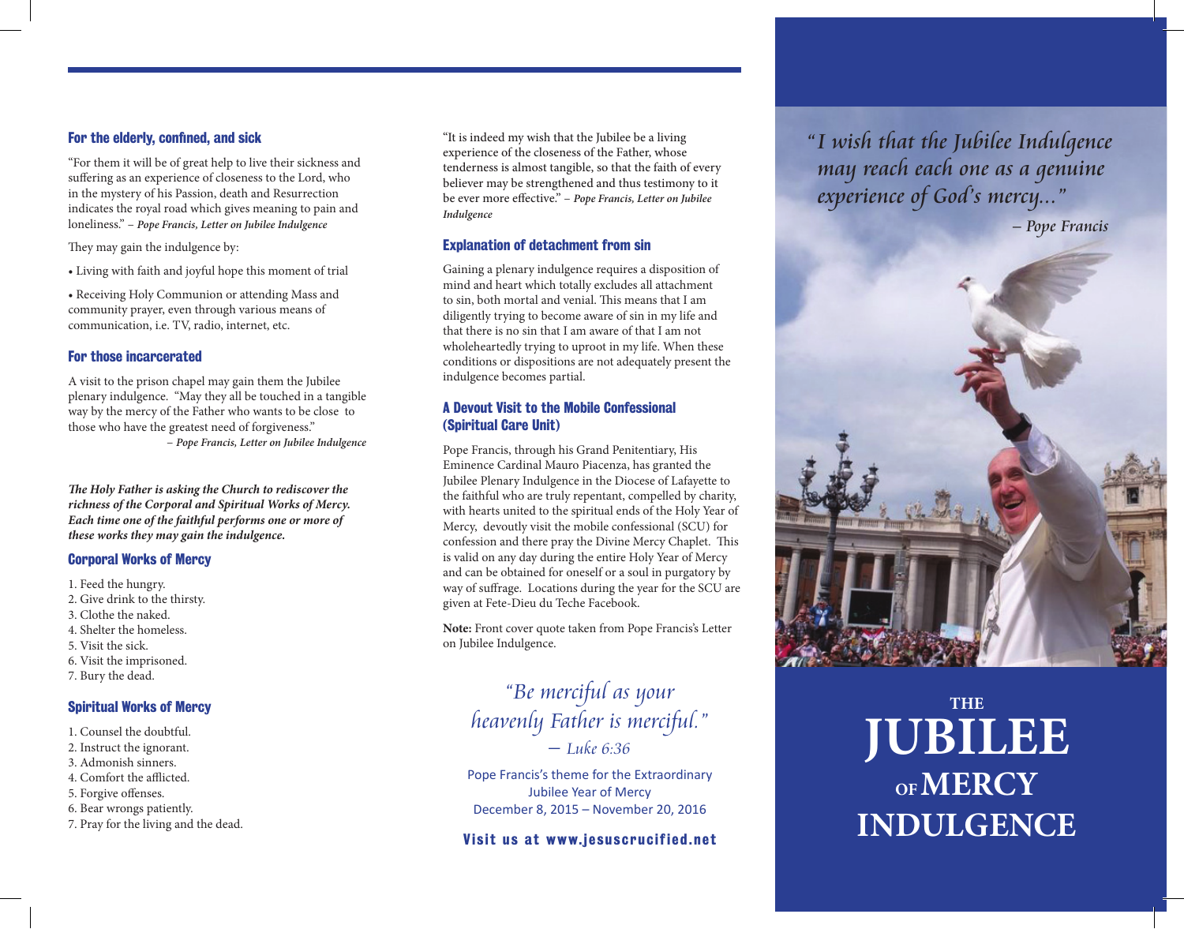### For the elderly, confined, and sick

"For them it will be of great help to live their sickness and suffering as an experience of closeness to the Lord, who in the mystery of his Passion, death and Resurrection indicates the royal road which gives meaning to pain and loneliness." – ***Pope Francis, Letter on Jubilee Indulgence***

They may gain the indulgence by:

- Living with faith and joyful hope this moment of trial
- Receiving Holy Communion or attending Mass and community prayer, even through various means of communication, i.e. TV, radio, internet, etc.

### For those incarcerated

A visit to the prison chapel may gain them the Jubilee plenary indulgence. "May they all be touched in a tangible way by the mercy of the Father who wants to be close to those who have the greatest need of forgiveness."
– ***Pope Francis, Letter on Jubilee Indulgence***

***The Holy Father is asking the Church to rediscover the richness of the Corporal and Spiritual Works of Mercy. Each time one of the faithful performs one or more of these works they may gain the indulgence.***

### Corporal Works of Mercy

1. Feed the hungry.
2. Give drink to the thirsty.
3. Clothe the naked.
4. Shelter the homeless.
5. Visit the sick.
6. Visit the imprisoned.
7. Bury the dead.

### Spiritual Works of Mercy

1. Counsel the doubtful.
2. Instruct the ignorant.
3. Admonish sinners.
4. Comfort the afflicted.
5. Forgive offenses.
6. Bear wrongs patiently.
7. Pray for the living and the dead.

"It is indeed my wish that the Jubilee be a living experience of the closeness of the Father, whose tenderness is almost tangible, so that the faith of every believer may be strengthened and thus testimony to it be ever more effective." – ***Pope Francis, Letter on Jubilee Indulgence***

### Explanation of detachment from sin

Gaining a plenary indulgence requires a disposition of mind and heart which totally excludes all attachment to sin, both mortal and venial. This means that I am diligently trying to become aware of sin in my life and that there is no sin that I am aware of that I am not wholeheartedly trying to uproot in my life. When these conditions or dispositions are not adequately present the indulgence becomes partial.

### A Devout Visit to the Mobile Confessional (Spiritual Care Unit)

Pope Francis, through his Grand Penitentiary, His Eminence Cardinal Mauro Piacenza, has granted the Jubilee Plenary Indulgence in the Diocese of Lafayette to the faithful who are truly repentant, compelled by charity, with hearts united to the spiritual ends of the Holy Year of Mercy, devoutly visit the mobile confessional (SCU) for confession and there pray the Divine Mercy Chaplet. This is valid on any day during the entire Holy Year of Mercy and can be obtained for oneself or a soul in purgatory by way of suffrage. Locations during the year for the SCU are given at Fete-Dieu du Teche Facebook.

**Note:** Front cover quote taken from Pope Francis's Letter on Jubilee Indulgence.

*"Be merciful as your heavenly Father is merciful."*
*– Luke 6:36*

Pope Francis's theme for the Extraordinary Jubilee Year of Mercy
December 8, 2015 – November 20, 2016

**Visit us at www.jesuscrucified.net**

*"I wish that the Jubilee Indulgence may reach each one as a genuine experience of God's mercy..."*
*– Pope Francis*

# THE JUBILEE OF MERCY INDULGENCE